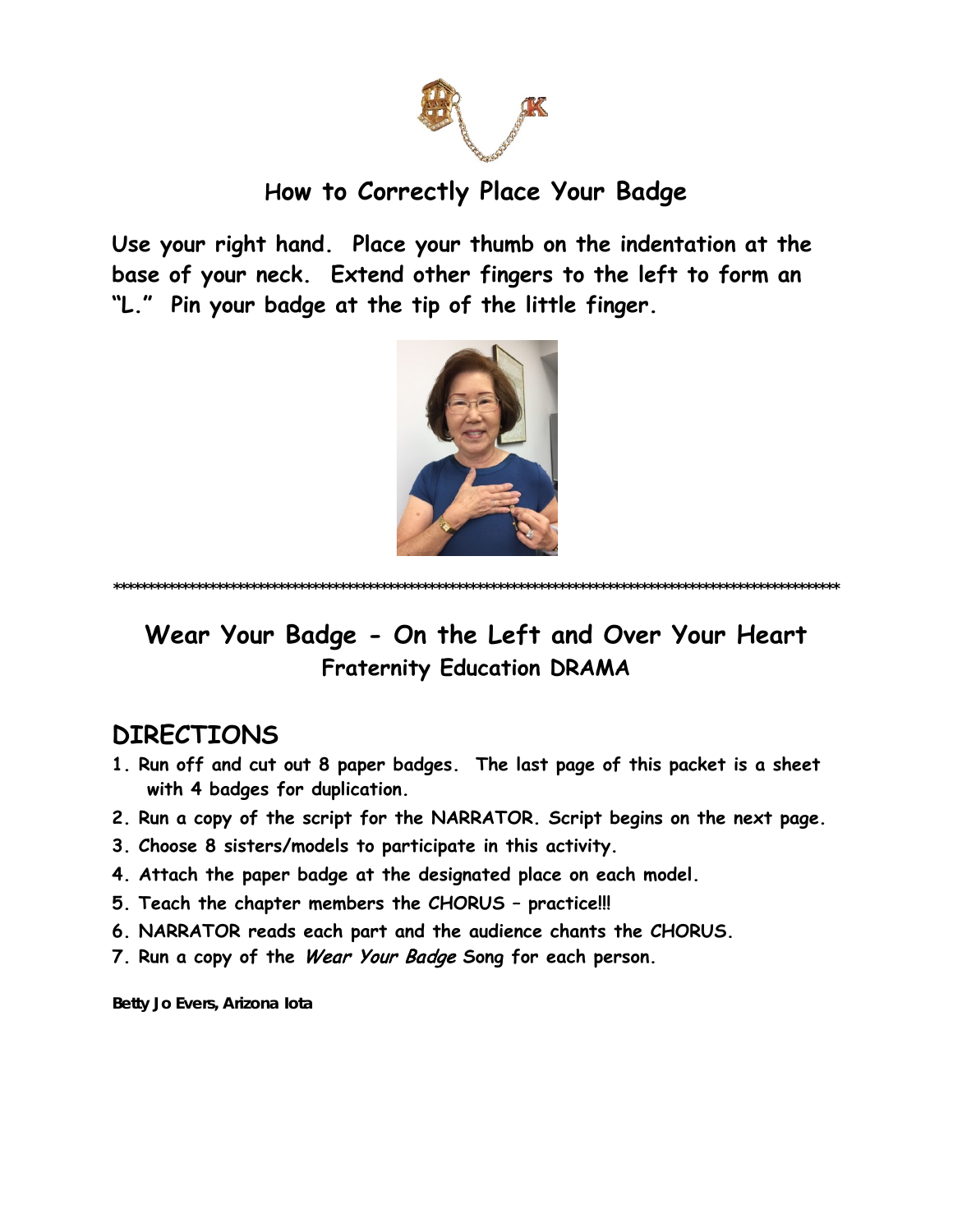## How to Correctly Place Your Badge

**Use your right hand. Place your thumb on the indentation at the base of your neck. Extend other fingers to the left to form an "L." Pin your badge at the tip of the little finger.**

***************************************************************************************************************************

# Wear Your Badge - On the Left and Over Your Heart

## Fraternity Education DRAMA

## DIRECTIONS

1. **Run off and cut out 8 paper badges. The last page of this packet is a sheet with 4 badges for duplication.**
2. **Run a copy of the script for the NARRATOR. Script begins on the next page.**
3. **Choose 8 sisters/models to participate in this activity.**
4. **Attach the paper badge at the designated place on each model.**
5. **Teach the chapter members the CHORUS – practice!!!**
6. **NARRATOR reads each part and the audience chants the CHORUS.**
7. **Run a copy of the *Wear Your Badge* Song for each person.**

**Betty Jo Evers, Arizona Iota**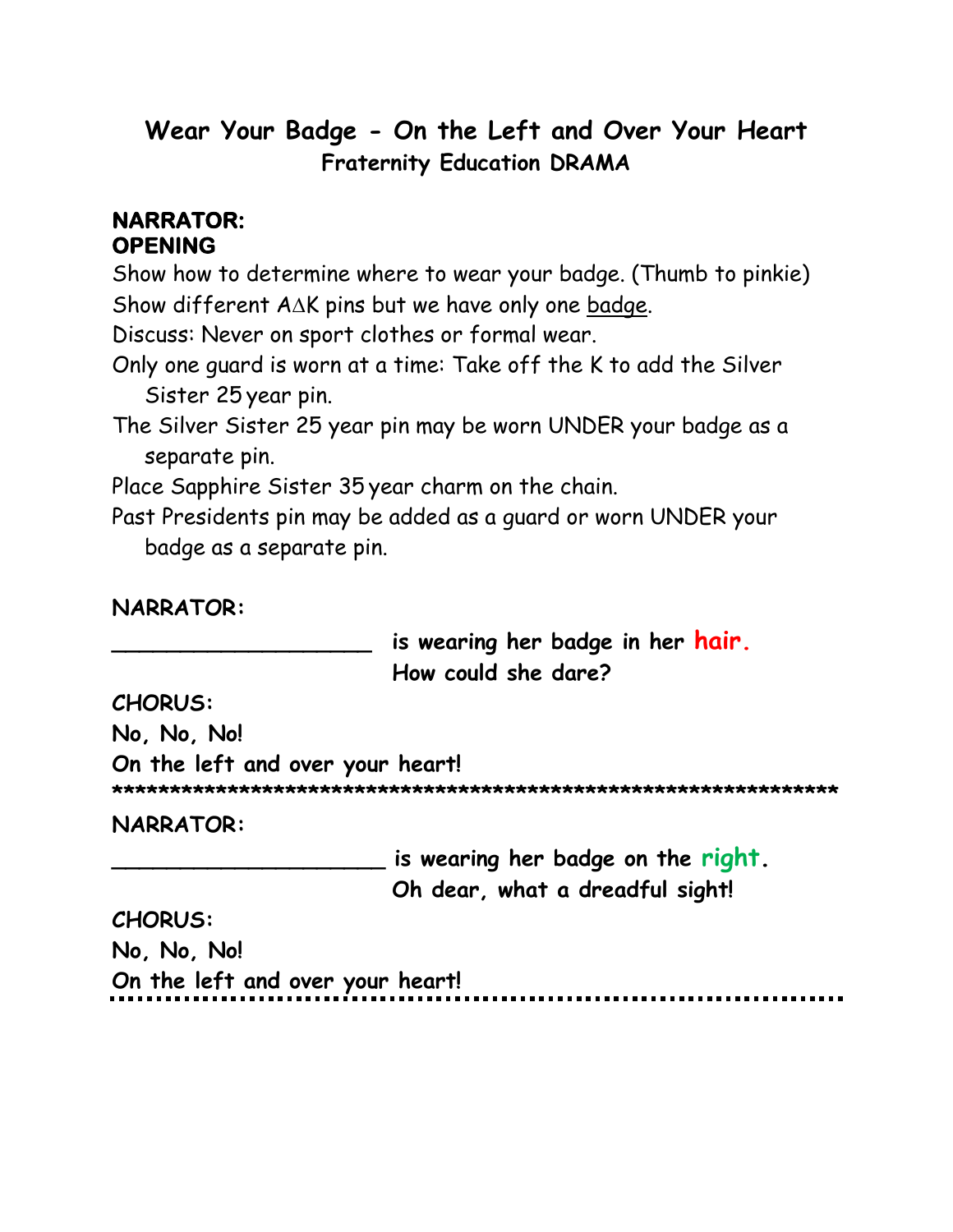# Wear Your Badge - On the Left and Over Your Heart

## Fraternity Education DRAMA

**NARRATOR:**
**OPENING**

Show how to determine where to wear your badge. (Thumb to pinkie)
Show different AΔK pins but we have only one <u>badge</u>.
Discuss: Never on sport clothes or formal wear.
Only one guard is worn at a time: Take off the K to add the Silver Sister 25 year pin.
The Silver Sister 25 year pin may be worn UNDER your badge as a separate pin.
Place Sapphire Sister 35 year charm on the chain.
Past Presidents pin may be added as a guard or worn UNDER your badge as a separate pin.

**NARRATOR:**

**___________________ is wearing her badge in her hair.**
**How could she dare?**

**CHORUS:**
**No, No, No!**
**On the left and over your heart!**

******************************************************************

**NARRATOR:**

**____________________ is wearing her badge on the right.**
**Oh dear, what a dreadful sight!**

**CHORUS:**
**No, No, No!**
**On the left and over your heart!**

........................................................................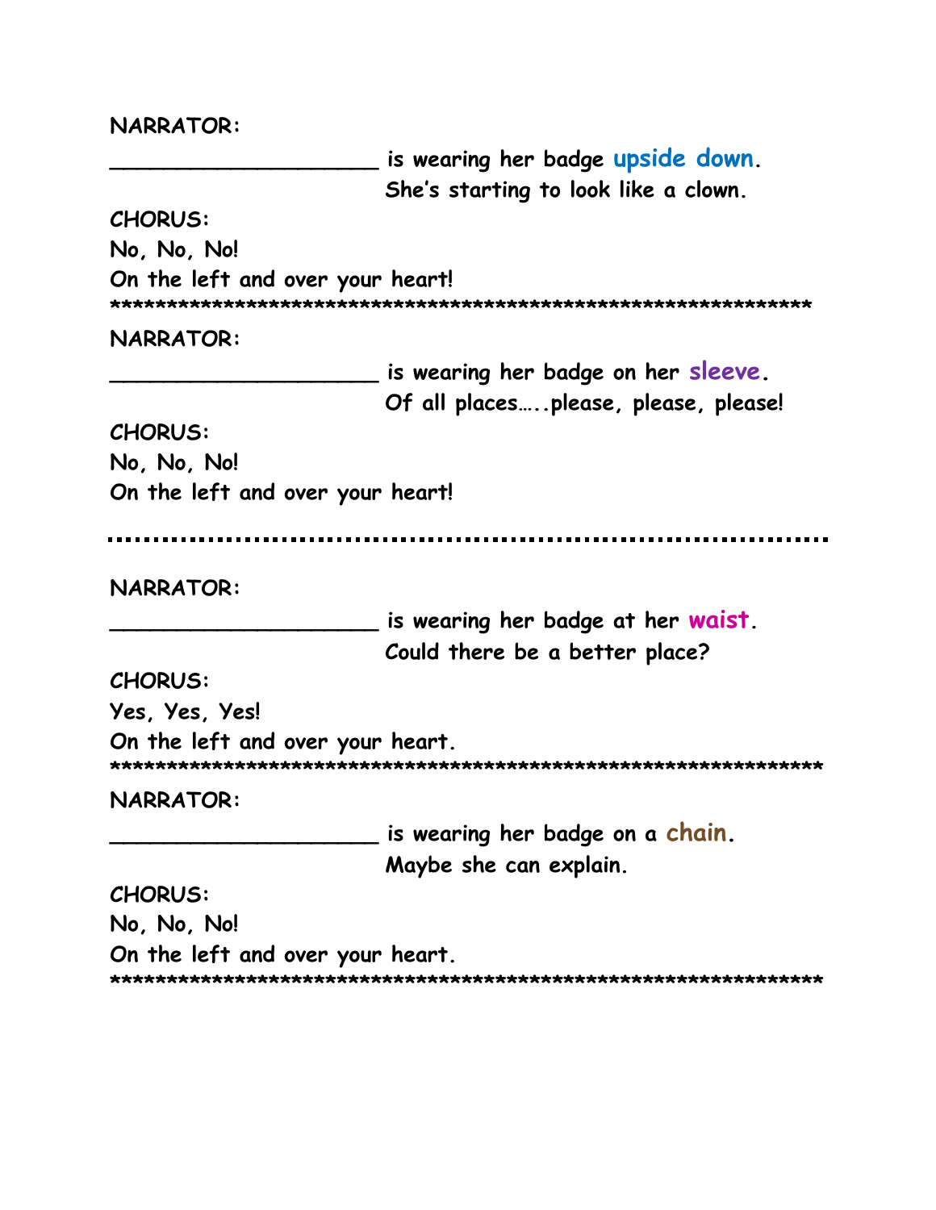**NARRATOR:**

**____________________ is wearing her badge upside down.**
**She's starting to look like a clown.**

**CHORUS:**

**No, No, No!**

**On the left and over your heart!**

**************************************************************

**NARRATOR:**

**____________________ is wearing her badge on her sleeve.**
**Of all places…..please, please, please!**

**CHORUS:**

**No, No, No!**

**On the left and over your heart!**

..........................................................................

**NARRATOR:**

**____________________ is wearing her badge at her waist.**
**Could there be a better place?**

**CHORUS:**

**Yes, Yes, Yes!**

**On the left and over your heart.**

**************************************************************

**NARRATOR:**

**____________________ is wearing her badge on a chain.**
**Maybe she can explain.**

**CHORUS:**

**No, No, No!**

**On the left and over your heart.**

**************************************************************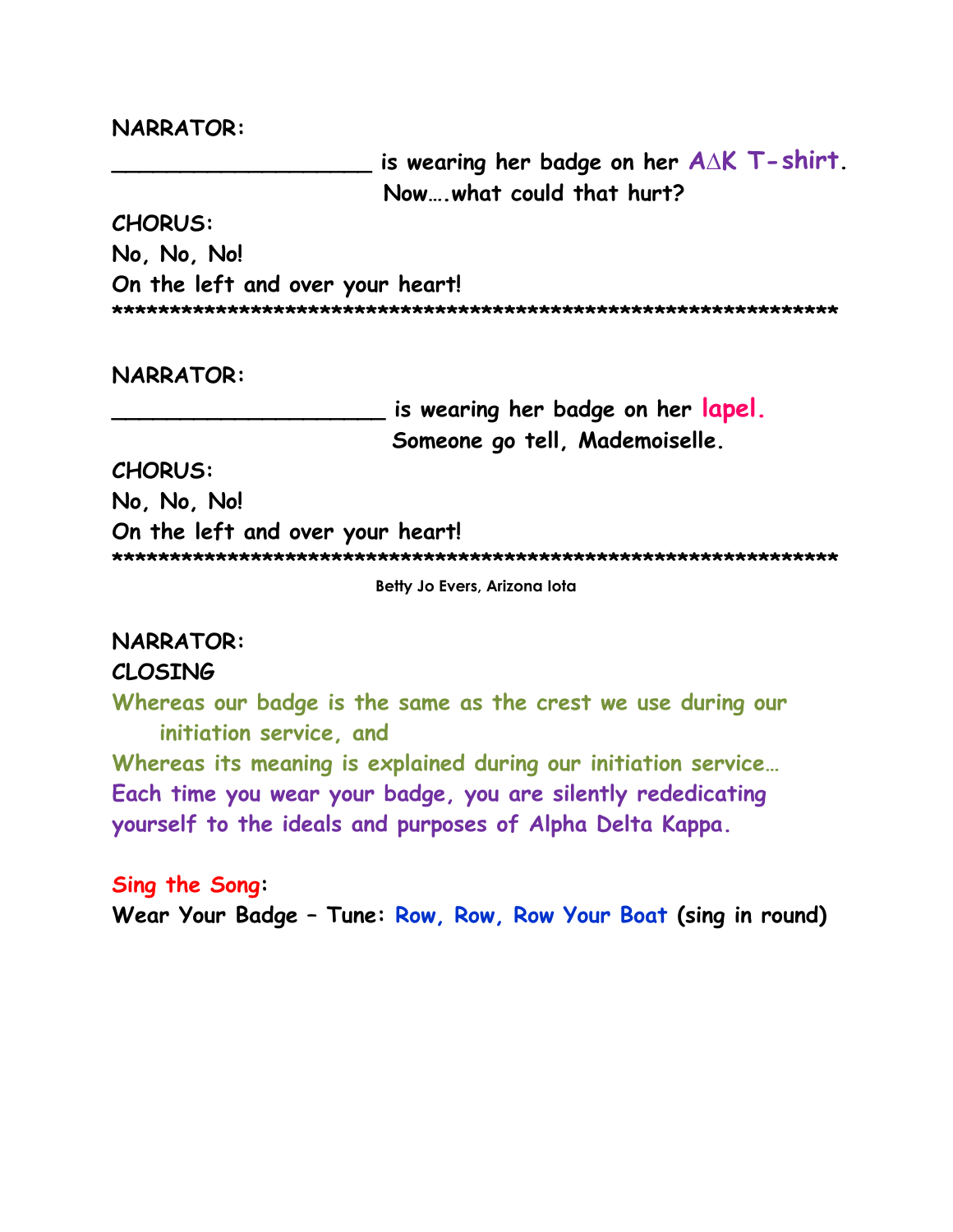**NARRATOR:**

**\_\_\_\_\_\_\_\_\_\_\_\_\_\_\_\_\_\_\_\_ is wearing her badge on her AΔK T-shirt.**
**Now….what could that hurt?**

**CHORUS:**
**No, No, No!**
**On the left and over your heart!**

****************************************************************

**NARRATOR:**

**\_\_\_\_\_\_\_\_\_\_\_\_\_\_\_\_\_\_\_\_\_ is wearing her badge on her lapel.**
**Someone go tell, Mademoiselle.**

**CHORUS:**
**No, No, No!**
**On the left and over your heart!**

****************************************************************

**Betty Jo Evers, Arizona Iota**

**NARRATOR:**
**CLOSING**

**Whereas our badge is the same as the crest we use during our initiation service, and**
**Whereas its meaning is explained during our initiation service…**
**Each time you wear your badge, you are silently rededicating yourself to the ideals and purposes of Alpha Delta Kappa.**

**Sing the Song:**
**Wear Your Badge – Tune: Row, Row, Row Your Boat (sing in round)**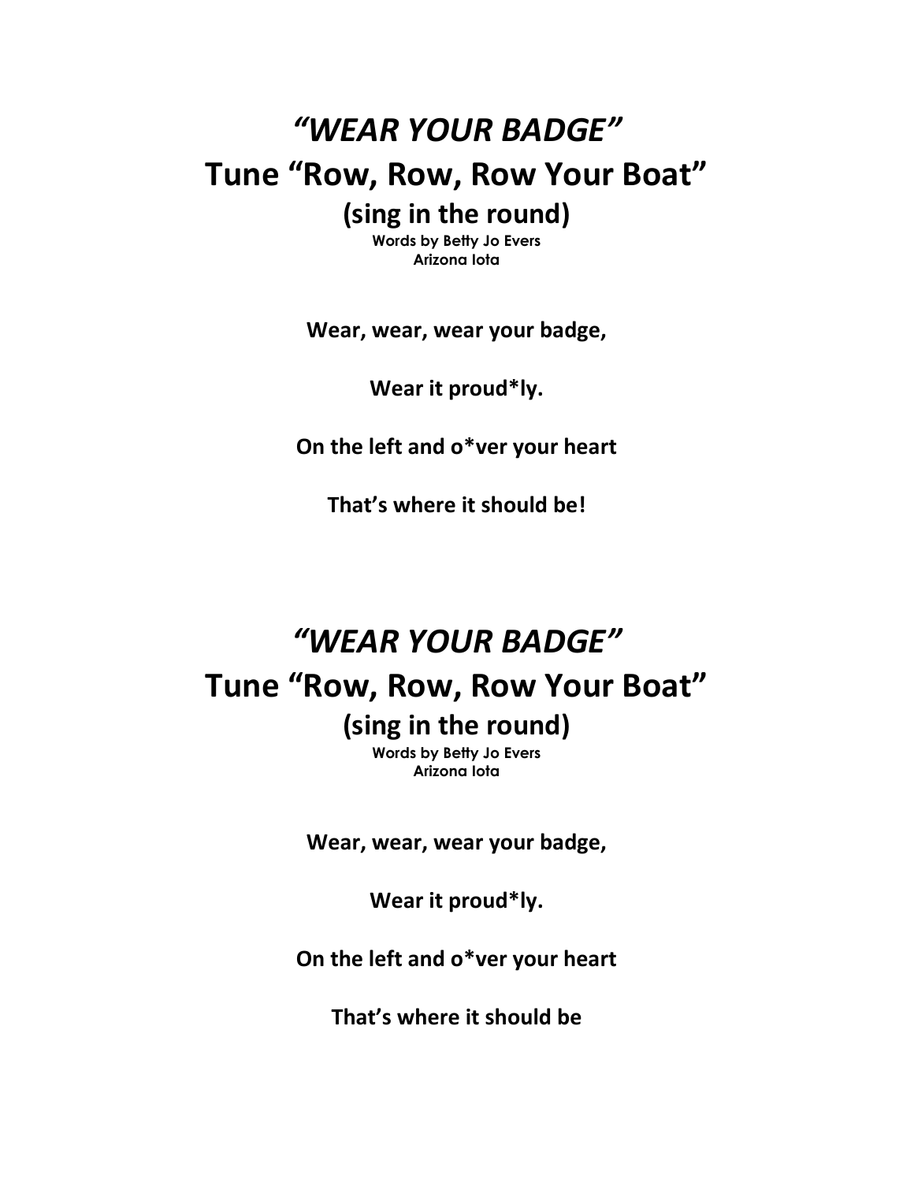# *"WEAR YOUR BADGE"*

## Tune "Row, Row, Row Your Boat"

### (sing in the round)

**Words by Betty Jo Evers**
**Arizona Iota**

**Wear, wear, wear your badge,**

**Wear it proud*ly.**

**On the left and o*ver your heart**

**That's where it should be!**

# *"WEAR YOUR BADGE"*

## Tune "Row, Row, Row Your Boat"

### (sing in the round)

**Words by Betty Jo Evers**
**Arizona Iota**

**Wear, wear, wear your badge,**

**Wear it proud*ly.**

**On the left and o*ver your heart**

**That's where it should be**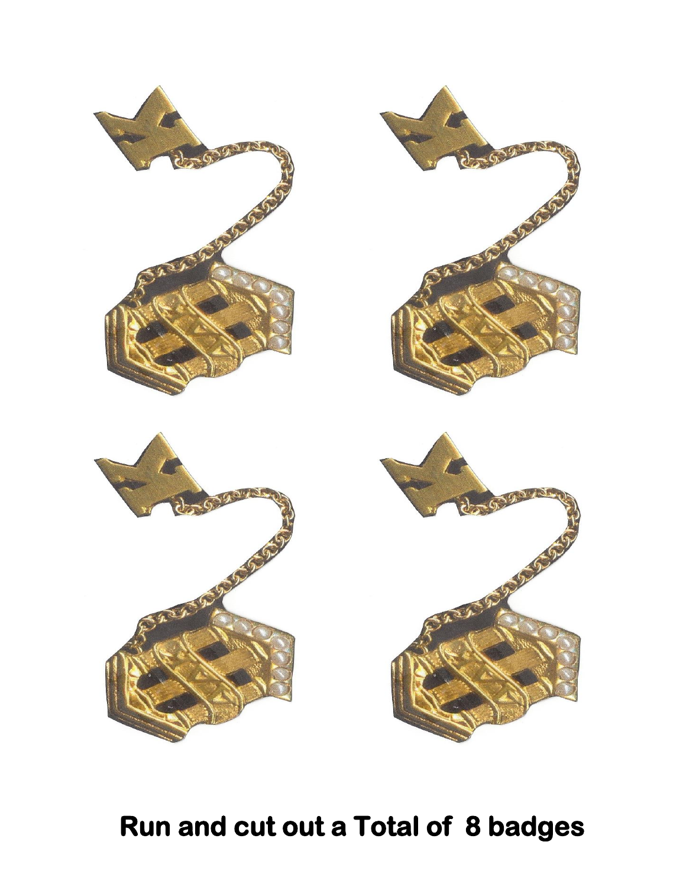**Run and cut out a Total of 8 badges**